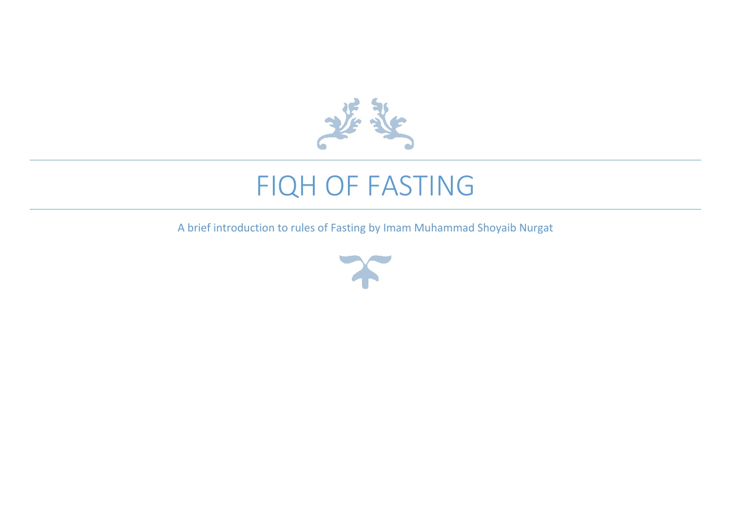# FIQH OF FASTING

A brief introduction to rules of Fasting by Imam Muhammad Shoyaib Nurgat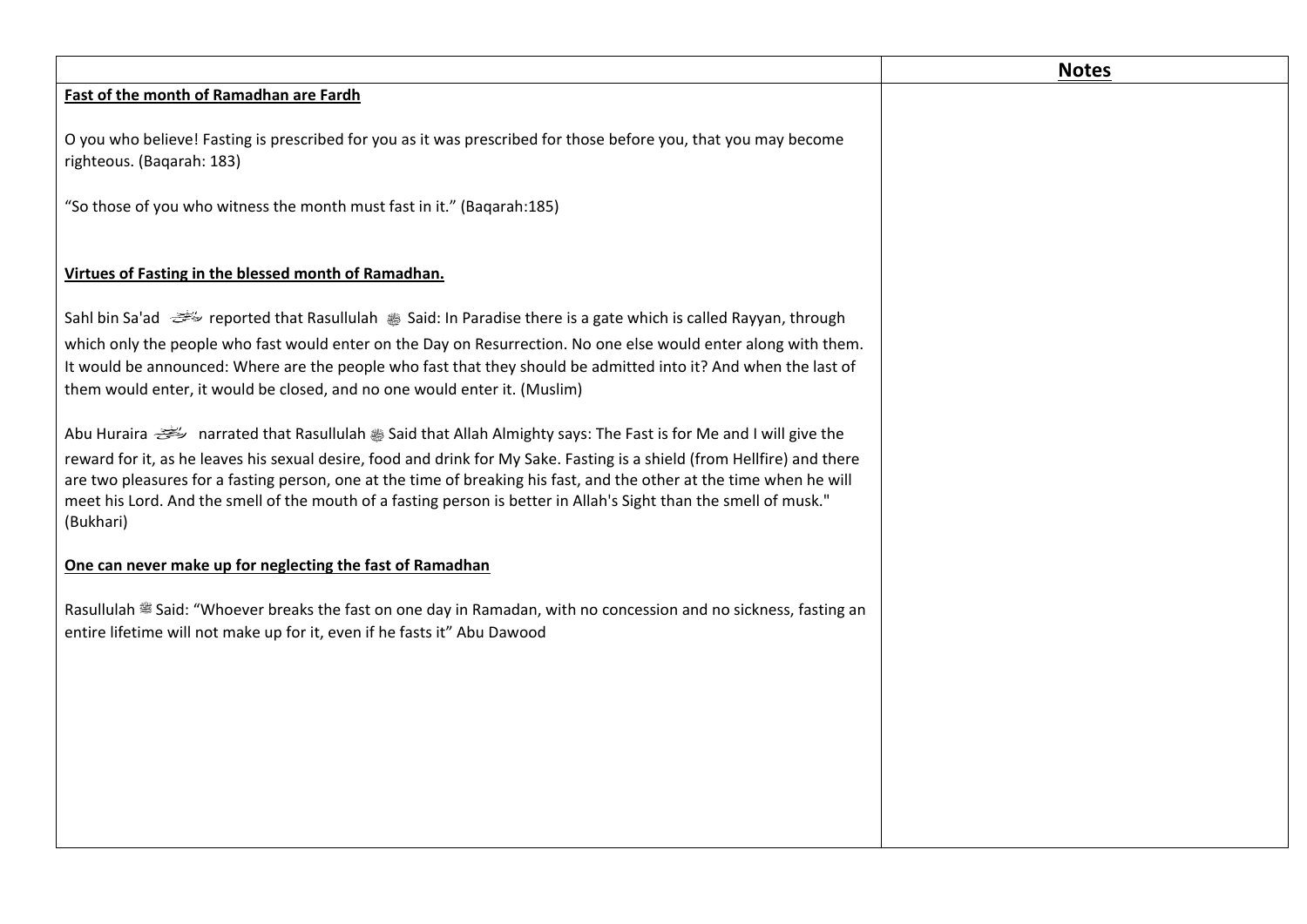| | **Notes** |
|---|---|
| **Fast of the month of Ramadhan are Fardh**<br><br>O you who believe! Fasting is prescribed for you as it was prescribed for those before you, that you may become righteous. (Baqarah: 183)<br><br>"So those of you who witness the month must fast in it." (Baqarah:185)<br><br>**Virtues of Fasting in the blessed month of Ramadhan.**<br><br>Sahl bin Sa'ad ﷺ reported that Rasullulah ﷺ Said: In Paradise there is a gate which is called Rayyan, through which only the people who fast would enter on the Day on Resurrection. No one else would enter along with them. It would be announced: Where are the people who fast that they should be admitted into it? And when the last of them would enter, it would be closed, and no one would enter it. (Muslim)<br><br>Abu Huraira ﷺ narrated that Rasullulah ﷺ Said that Allah Almighty says: The Fast is for Me and I will give the reward for it, as he leaves his sexual desire, food and drink for My Sake. Fasting is a shield (from Hellfire) and there are two pleasures for a fasting person, one at the time of breaking his fast, and the other at the time when he will meet his Lord. And the smell of the mouth of a fasting person is better in Allah's Sight than the smell of musk." (Bukhari)<br><br>**One can never make up for neglecting the fast of Ramadhan**<br><br>Rasullulah ﷺ Said: "Whoever breaks the fast on one day in Ramadan, with no concession and no sickness, fasting an entire lifetime will not make up for it, even if he fasts it" Abu Dawood | |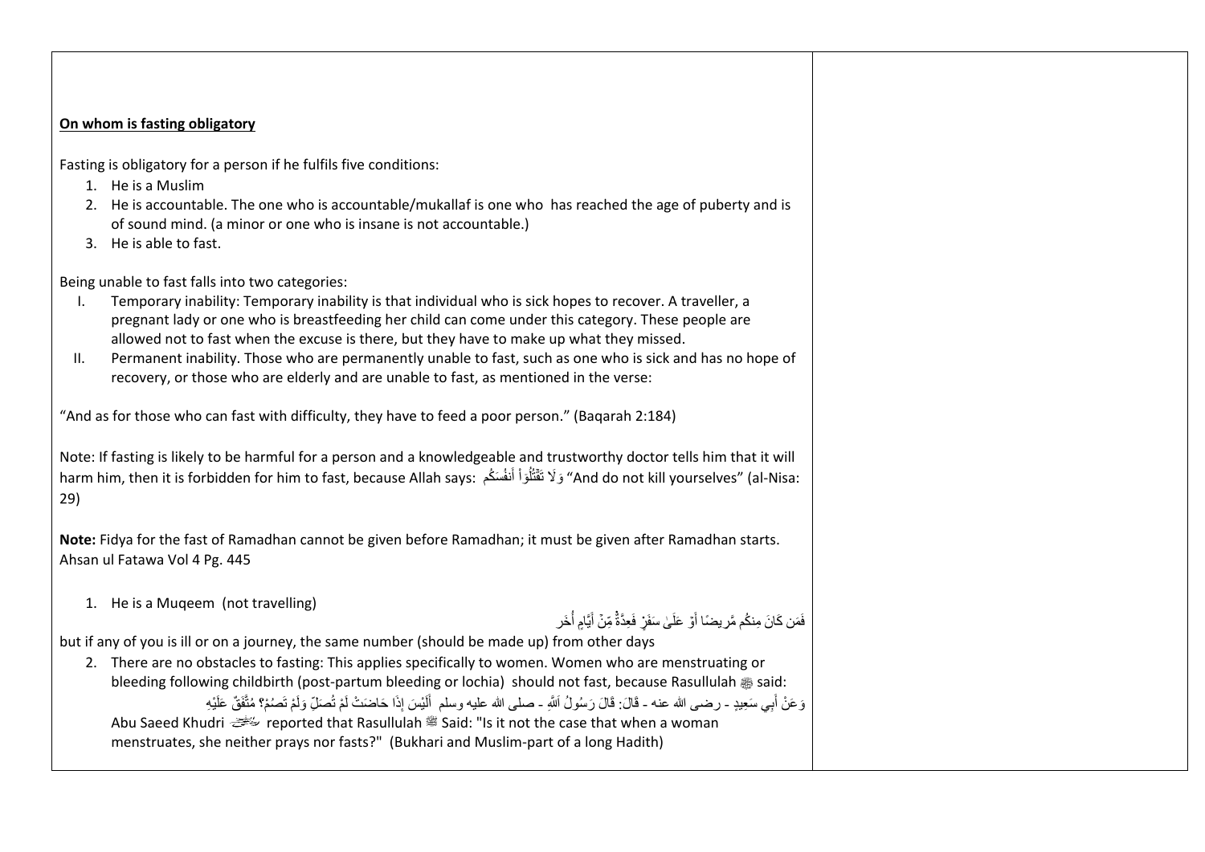**On whom is fasting obligatory**

Fasting is obligatory for a person if he fulfils five conditions:

1. He is a Muslim
2. He is accountable. The one who is accountable/mukallaf is one who has reached the age of puberty and is of sound mind. (a minor or one who is insane is not accountable.)
3. He is able to fast.

Being unable to fast falls into two categories:

I. Temporary inability: Temporary inability is that individual who is sick hopes to recover. A traveller, a pregnant lady or one who is breastfeeding her child can come under this category. These people are allowed not to fast when the excuse is there, but they have to make up what they missed.
II. Permanent inability. Those who are permanently unable to fast, such as one who is sick and has no hope of recovery, or those who are elderly and are unable to fast, as mentioned in the verse:

"And as for those who can fast with difficulty, they have to feed a poor person." (Baqarah 2:184)

Note: If fasting is likely to be harmful for a person and a knowledgeable and trustworthy doctor tells him that it will harm him, then it is forbidden for him to fast, because Allah says: وَلَا تَقْتُلُوٓاْ أَنفُسَكُم "And do not kill yourselves" (al-Nisa: 29)

**Note:** Fidya for the fast of Ramadhan cannot be given before Ramadhan; it must be given after Ramadhan starts. Ahsan ul Fatawa Vol 4 Pg. 445

1. He is a Muqeem (not travelling)

فَمَن كَانَ مِنكُم مَّرِيضًا أَوْ عَلَىٰ سَفَرٍ فَعِدَّةٌ مِّنْ أَيَّامٍ أُخَرَ

but if any of you is ill or on a journey, the same number (should be made up) from other days

2. There are no obstacles to fasting: This applies specifically to women. Women who are menstruating or bleeding following childbirth (post-partum bleeding or lochia) should not fast, because Rasullulah ﷺ said:

   وَعَنْ أَبِي سَعِيدٍ - رضى الله عنه - قَالَ: قَالَ رَسُولُ اَللَّهِ - صلى الله عليه وسلم أَلَيْسَ إِذَا حَاضَتْ لَمْ تُصَلِّ وَلَمْ تَصُمْ؟ مُتَّفَقٌ عَلَيْهِ

   Abu Saeed Khudri رضي الله عنه reported that Rasullulah ﷺ Said: "Is it not the case that when a woman menstruates, she neither prays nor fasts?" (Bukhari and Muslim-part of a long Hadith)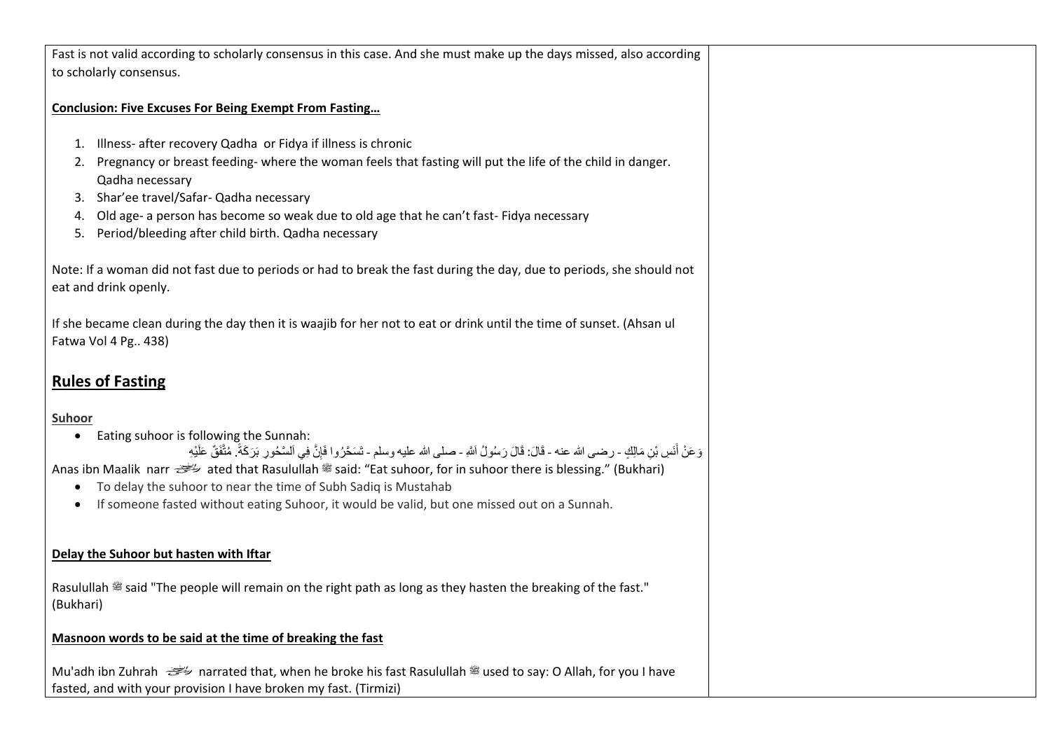Fast is not valid according to scholarly consensus in this case. And she must make up the days missed, also according to scholarly consensus.

**Conclusion: Five Excuses For Being Exempt From Fasting…**

1. Illness- after recovery Qadha or Fidya if illness is chronic
2. Pregnancy or breast feeding- where the woman feels that fasting will put the life of the child in danger. Qadha necessary
3. Shar'ee travel/Safar- Qadha necessary
4. Old age- a person has become so weak due to old age that he can't fast- Fidya necessary
5. Period/bleeding after child birth. Qadha necessary

Note: If a woman did not fast due to periods or had to break the fast during the day, due to periods, she should not eat and drink openly.

If she became clean during the day then it is waajib for her not to eat or drink until the time of sunset. (Ahsan ul Fatwa Vol 4 Pg.. 438)

## Rules of Fasting

**Suhoor**

- Eating suhoor is following the Sunnah:

وَعَنْ أَنَسِ بْنِ مَالِكٍ - رضى الله عنه - قَالَ: قَالَ رَسُولُ اَللَّهِ - صلى الله عليه وسلم - تَسَحَّرُوا فَإِنَّ فِي اَلسَّحُورِ بَرَكَةً. مُتَّفَقٌ عَلَيْهِ

Anas ibn Maalik narrated that Rasulullah ﷺ said: "Eat suhoor, for in suhoor there is blessing." (Bukhari)

- To delay the suhoor to near the time of Subh Sadiq is Mustahab
- If someone fasted without eating Suhoor, it would be valid, but one missed out on a Sunnah.

**Delay the Suhoor but hasten with Iftar**

Rasulullah ﷺ said "The people will remain on the right path as long as they hasten the breaking of the fast." (Bukhari)

**Masnoon words to be said at the time of breaking the fast**

Mu'adh ibn Zuhrah narrated that, when he broke his fast Rasulullah ﷺ used to say: O Allah, for you I have fasted, and with your provision I have broken my fast. (Tirmizi)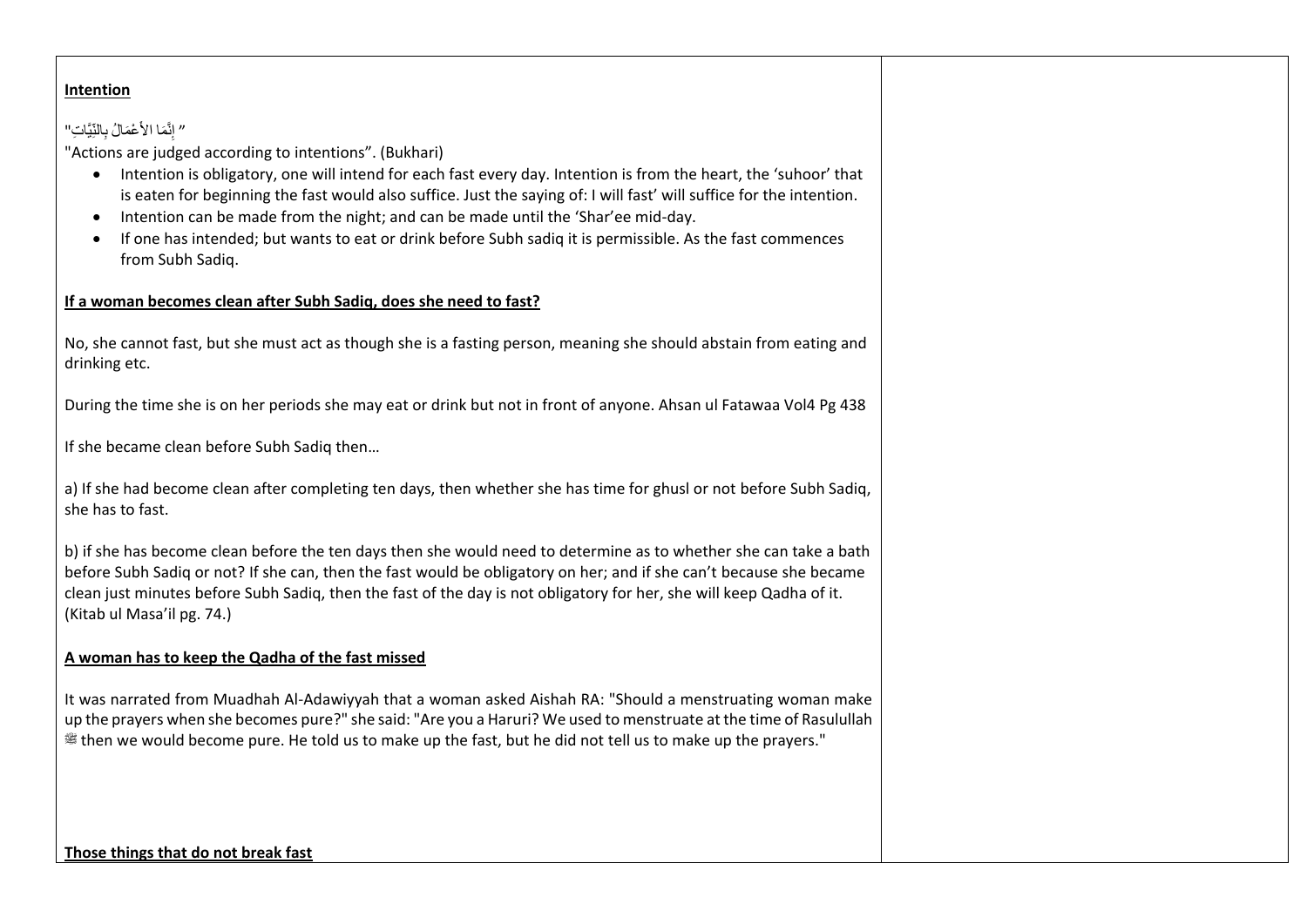**Intention**

" إِنَّمَا الأَعْمَالُ بِالنِّيَّاتِ"

"Actions are judged according to intentions". (Bukhari)

- Intention is obligatory, one will intend for each fast every day. Intention is from the heart, the 'suhoor' that is eaten for beginning the fast would also suffice. Just the saying of: I will fast' will suffice for the intention.
- Intention can be made from the night; and can be made until the 'Shar'ee mid-day.
- If one has intended; but wants to eat or drink before Subh sadiq it is permissible. As the fast commences from Subh Sadiq.

**If a woman becomes clean after Subh Sadiq, does she need to fast?**

No, she cannot fast, but she must act as though she is a fasting person, meaning she should abstain from eating and drinking etc.

During the time she is on her periods she may eat or drink but not in front of anyone. Ahsan ul Fatawaa Vol4 Pg 438

If she became clean before Subh Sadiq then…

a) If she had become clean after completing ten days, then whether she has time for ghusl or not before Subh Sadiq, she has to fast.

b) if she has become clean before the ten days then she would need to determine as to whether she can take a bath before Subh Sadiq or not? If she can, then the fast would be obligatory on her; and if she can't because she became clean just minutes before Subh Sadiq, then the fast of the day is not obligatory for her, she will keep Qadha of it. (Kitab ul Masa'il pg. 74.)

**A woman has to keep the Qadha of the fast missed**

It was narrated from Muadhah Al-Adawiyyah that a woman asked Aishah RA: "Should a menstruating woman make up the prayers when she becomes pure?" she said: "Are you a Haruri? We used to menstruate at the time of Rasulullah ﷺ then we would become pure. He told us to make up the fast, but he did not tell us to make up the prayers."

**Those things that do not break fast**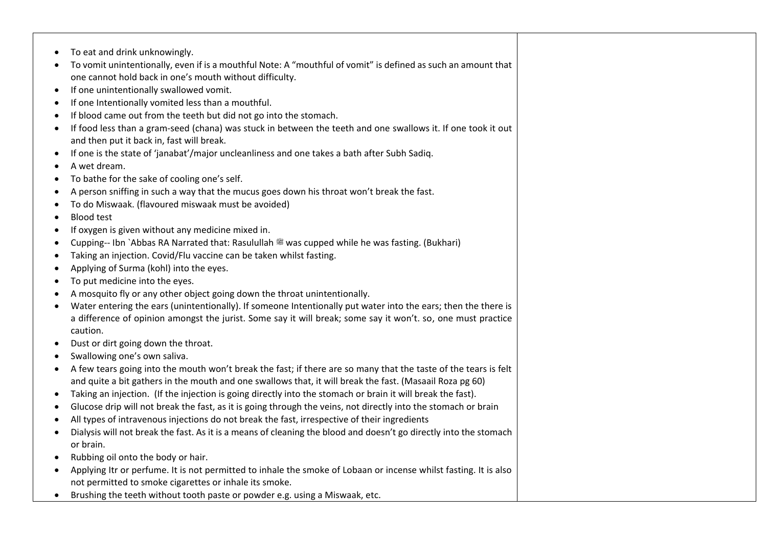- To eat and drink unknowingly.
- To vomit unintentionally, even if is a mouthful Note: A "mouthful of vomit" is defined as such an amount that one cannot hold back in one's mouth without difficulty.
- If one unintentionally swallowed vomit.
- If one Intentionally vomited less than a mouthful.
- If blood came out from the teeth but did not go into the stomach.
- If food less than a gram-seed (chana) was stuck in between the teeth and one swallows it. If one took it out and then put it back in, fast will break.
- If one is the state of 'janabat'/major uncleanliness and one takes a bath after Subh Sadiq.
- A wet dream.
- To bathe for the sake of cooling one's self.
- A person sniffing in such a way that the mucus goes down his throat won't break the fast.
- To do Miswaak. (flavoured miswaak must be avoided)
- Blood test
- If oxygen is given without any medicine mixed in.
- Cupping-- Ibn `Abbas RA Narrated that: Rasulullah ﷺ was cupped while he was fasting. (Bukhari)
- Taking an injection. Covid/Flu vaccine can be taken whilst fasting.
- Applying of Surma (kohl) into the eyes.
- To put medicine into the eyes.
- A mosquito fly or any other object going down the throat unintentionally.
- Water entering the ears (unintentionally). If someone Intentionally put water into the ears; then the there is a difference of opinion amongst the jurist. Some say it will break; some say it won't. so, one must practice caution.
- Dust or dirt going down the throat.
- Swallowing one's own saliva.
- A few tears going into the mouth won't break the fast; if there are so many that the taste of the tears is felt and quite a bit gathers in the mouth and one swallows that, it will break the fast. (Masaail Roza pg 60)
- Taking an injection. (If the injection is going directly into the stomach or brain it will break the fast).
- Glucose drip will not break the fast, as it is going through the veins, not directly into the stomach or brain
- All types of intravenous injections do not break the fast, irrespective of their ingredients
- Dialysis will not break the fast. As it is a means of cleaning the blood and doesn't go directly into the stomach or brain.
- Rubbing oil onto the body or hair.
- Applying Itr or perfume. It is not permitted to inhale the smoke of Lobaan or incense whilst fasting. It is also not permitted to smoke cigarettes or inhale its smoke.
- Brushing the teeth without tooth paste or powder e.g. using a Miswaak, etc.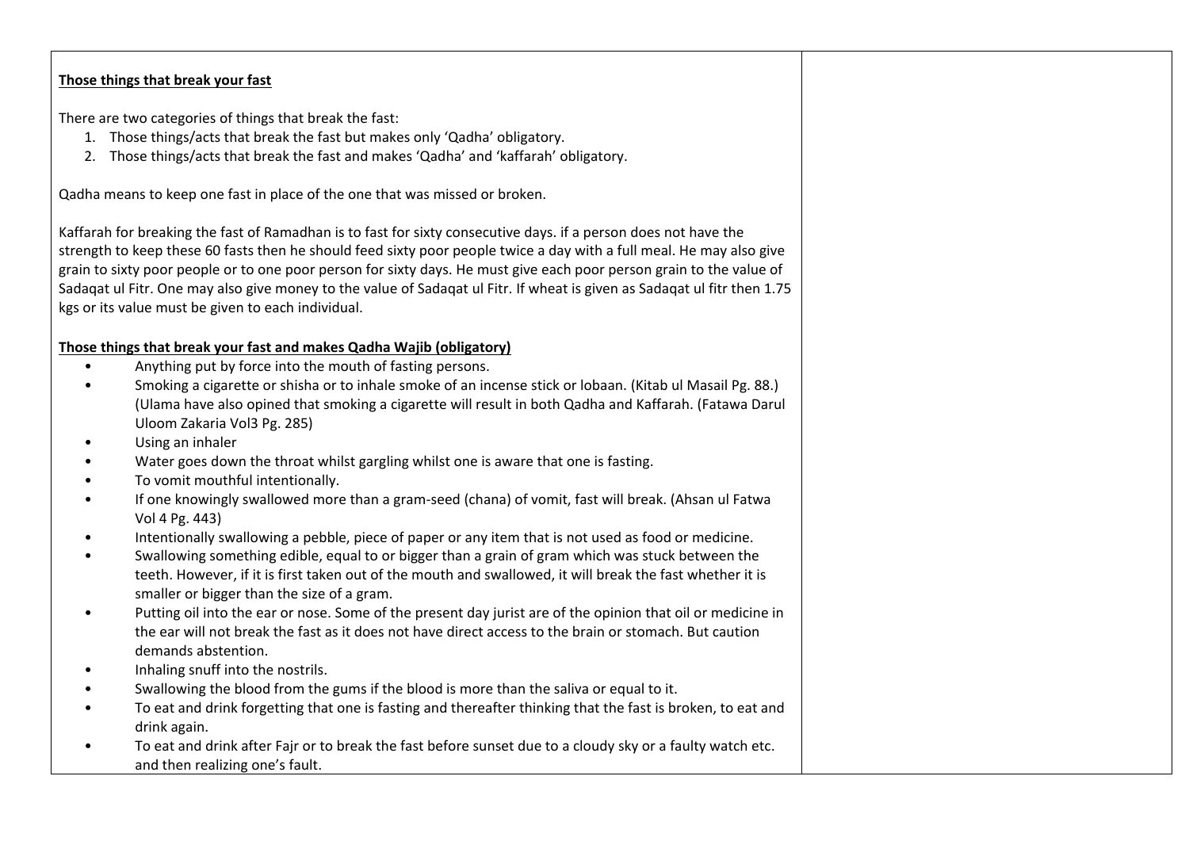**Those things that break your fast**

There are two categories of things that break the fast:

1. Those things/acts that break the fast but makes only 'Qadha' obligatory.
2. Those things/acts that break the fast and makes 'Qadha' and 'kaffarah' obligatory.

Qadha means to keep one fast in place of the one that was missed or broken.

Kaffarah for breaking the fast of Ramadhan is to fast for sixty consecutive days. if a person does not have the strength to keep these 60 fasts then he should feed sixty poor people twice a day with a full meal. He may also give grain to sixty poor people or to one poor person for sixty days. He must give each poor person grain to the value of Sadaqat ul Fitr. One may also give money to the value of Sadaqat ul Fitr. If wheat is given as Sadaqat ul fitr then 1.75 kgs or its value must be given to each individual.

**Those things that break your fast and makes Qadha Wajib (obligatory)**

- Anything put by force into the mouth of fasting persons.
- Smoking a cigarette or shisha or to inhale smoke of an incense stick or lobaan. (Kitab ul Masail Pg. 88.) (Ulama have also opined that smoking a cigarette will result in both Qadha and Kaffarah. (Fatawa Darul Uloom Zakaria Vol3 Pg. 285)
- Using an inhaler
- Water goes down the throat whilst gargling whilst one is aware that one is fasting.
- To vomit mouthful intentionally.
- If one knowingly swallowed more than a gram-seed (chana) of vomit, fast will break. (Ahsan ul Fatwa Vol 4 Pg. 443)
- Intentionally swallowing a pebble, piece of paper or any item that is not used as food or medicine.
- Swallowing something edible, equal to or bigger than a grain of gram which was stuck between the teeth. However, if it is first taken out of the mouth and swallowed, it will break the fast whether it is smaller or bigger than the size of a gram.
- Putting oil into the ear or nose. Some of the present day jurist are of the opinion that oil or medicine in the ear will not break the fast as it does not have direct access to the brain or stomach. But caution demands abstention.
- Inhaling snuff into the nostrils.
- Swallowing the blood from the gums if the blood is more than the saliva or equal to it.
- To eat and drink forgetting that one is fasting and thereafter thinking that the fast is broken, to eat and drink again.
- To eat and drink after Fajr or to break the fast before sunset due to a cloudy sky or a faulty watch etc. and then realizing one's fault.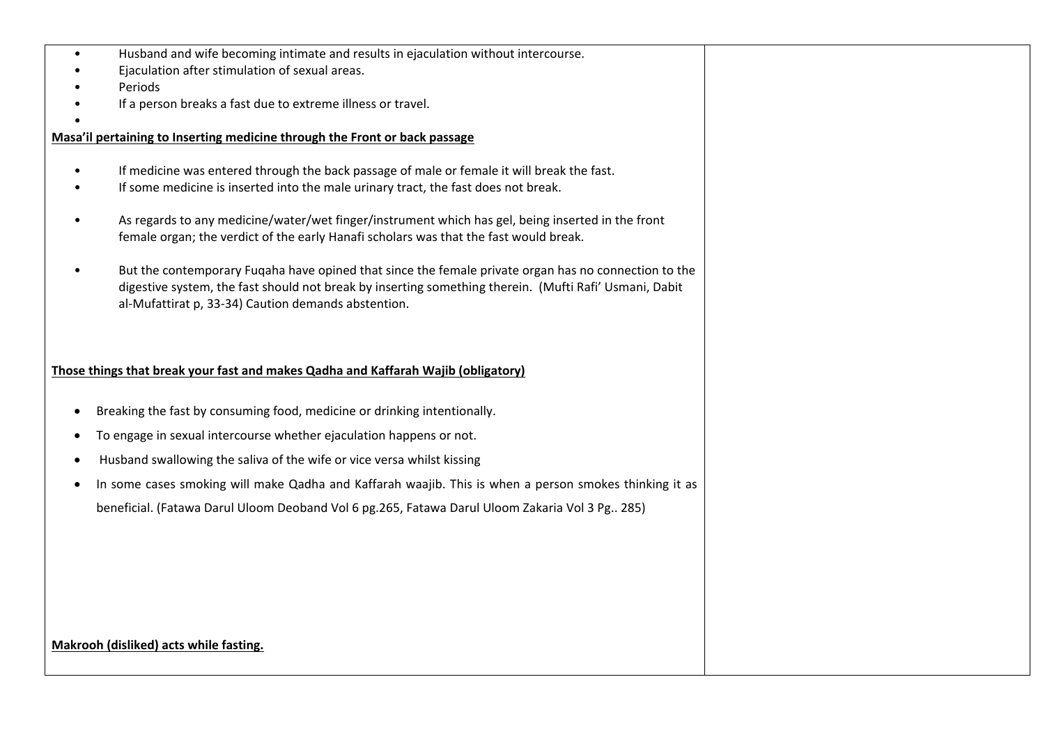- Husband and wife becoming intimate and results in ejaculation without intercourse.
- Ejaculation after stimulation of sexual areas.
- Periods
- If a person breaks a fast due to extreme illness or travel.

**<u>Masa'il pertaining to Inserting medicine through the Front or back passage</u>**

- If medicine was entered through the back passage of male or female it will break the fast.
- If some medicine is inserted into the male urinary tract, the fast does not break.
- As regards to any medicine/water/wet finger/instrument which has gel, being inserted in the front female organ; the verdict of the early Hanafi scholars was that the fast would break.
- But the contemporary Fuqaha have opined that since the female private organ has no connection to the digestive system, the fast should not break by inserting something therein. (Mufti Rafi' Usmani, Dabit al-Mufattirat p, 33-34) Caution demands abstention.

**<u>Those things that break your fast and makes Qadha and Kaffarah Wajib (obligatory)</u>**

- Breaking the fast by consuming food, medicine or drinking intentionally.
- To engage in sexual intercourse whether ejaculation happens or not.
- Husband swallowing the saliva of the wife or vice versa whilst kissing
- In some cases smoking will make Qadha and Kaffarah waajib. This is when a person smokes thinking it as beneficial. (Fatawa Darul Uloom Deoband Vol 6 pg.265, Fatawa Darul Uloom Zakaria Vol 3 Pg.. 285)

**<u>Makrooh (disliked) acts while fasting.</u>**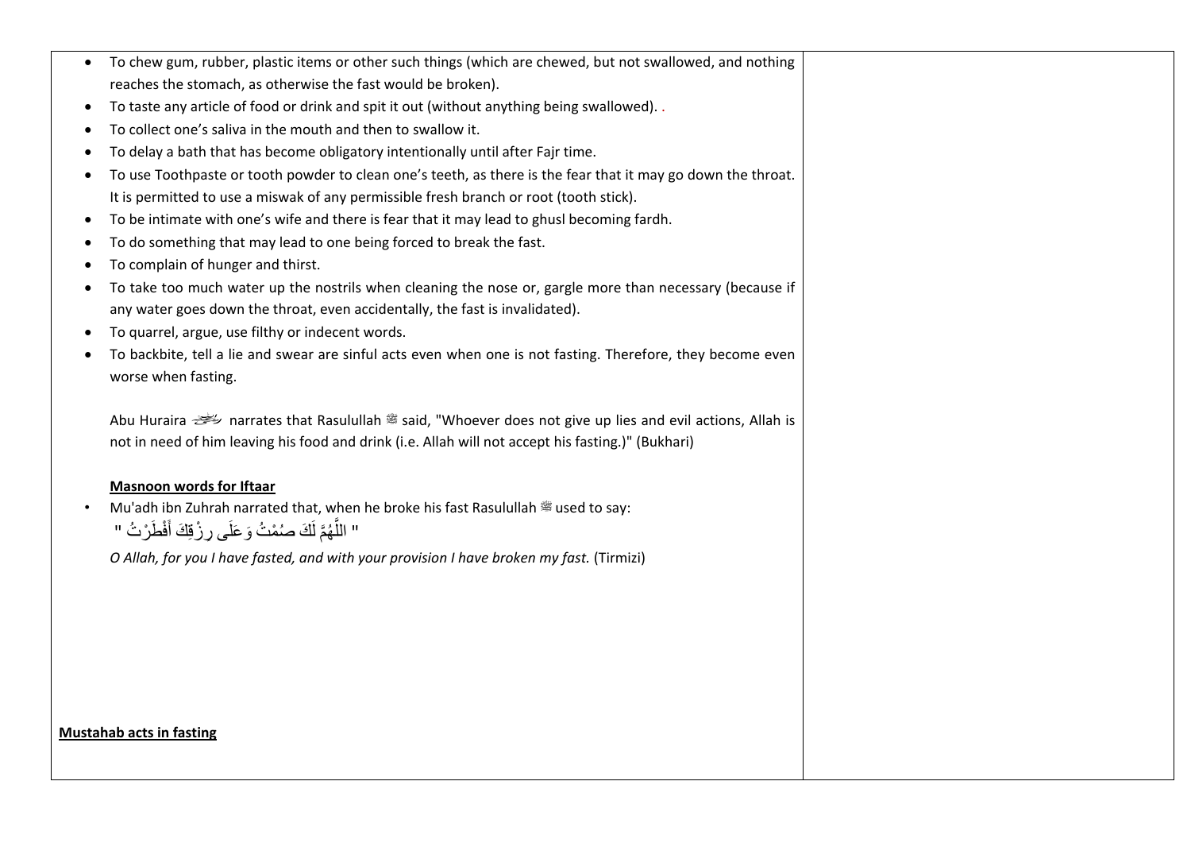- To chew gum, rubber, plastic items or other such things (which are chewed, but not swallowed, and nothing reaches the stomach, as otherwise the fast would be broken).
- To taste any article of food or drink and spit it out (without anything being swallowed). .
- To collect one's saliva in the mouth and then to swallow it.
- To delay a bath that has become obligatory intentionally until after Fajr time.
- To use Toothpaste or tooth powder to clean one's teeth, as there is the fear that it may go down the throat. It is permitted to use a miswak of any permissible fresh branch or root (tooth stick).
- To be intimate with one's wife and there is fear that it may lead to ghusl becoming fardh.
- To do something that may lead to one being forced to break the fast.
- To complain of hunger and thirst.
- To take too much water up the nostrils when cleaning the nose or, gargle more than necessary (because if any water goes down the throat, even accidentally, the fast is invalidated).
- To quarrel, argue, use filthy or indecent words.
- To backbite, tell a lie and swear are sinful acts even when one is not fasting. Therefore, they become even worse when fasting.

  Abu Huraira ﷺ narrates that Rasulullah ﷺ said, "Whoever does not give up lies and evil actions, Allah is not in need of him leaving his food and drink (i.e. Allah will not accept his fasting.)" (Bukhari)

**Masnoon words for Iftaar**

- Mu'adh ibn Zuhrah narrated that, when he broke his fast Rasulullah ﷺ used to say:

  " اللَّهُمَّ لَكَ صُمْتُ وَعَلَى رِزْقِكَ أَفْطَرْتُ "

  *O Allah, for you I have fasted, and with your provision I have broken my fast.* (Tirmizi)

**Mustahab acts in fasting**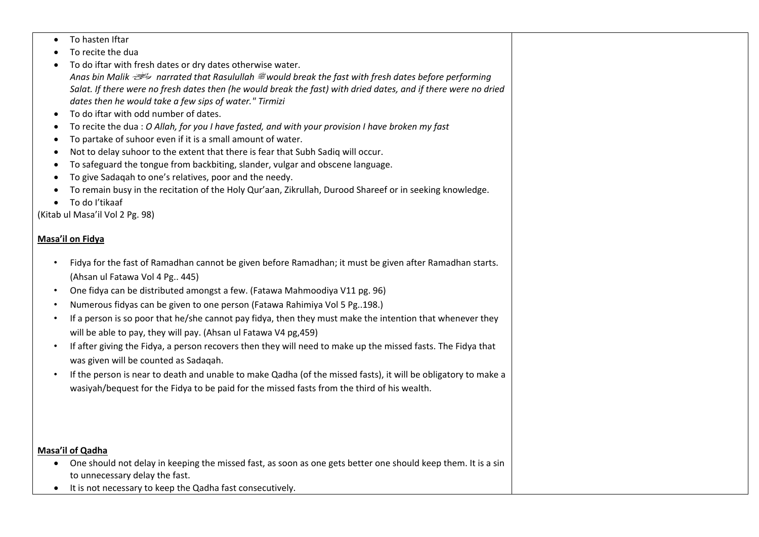- To hasten Iftar
- To recite the dua
- To do iftar with fresh dates or dry dates otherwise water.
  *Anas bin Malik ﷺ narrated that Rasulullah ﷺ would break the fast with fresh dates before performing Salat. If there were no fresh dates then (he would break the fast) with dried dates, and if there were no dried dates then he would take a few sips of water." Tirmizi*
- To do iftar with odd number of dates.
- To recite the dua : *O Allah, for you I have fasted, and with your provision I have broken my fast*
- To partake of suhoor even if it is a small amount of water.
- Not to delay suhoor to the extent that there is fear that Subh Sadiq will occur.
- To safeguard the tongue from backbiting, slander, vulgar and obscene language.
- To give Sadaqah to one's relatives, poor and the needy.
- To remain busy in the recitation of the Holy Qur'aan, Zikrullah, Durood Shareef or in seeking knowledge.
- To do I'tikaaf

(Kitab ul Masa'il Vol 2 Pg. 98)

**<u>Masa'il on Fidya</u>**

- Fidya for the fast of Ramadhan cannot be given before Ramadhan; it must be given after Ramadhan starts. (Ahsan ul Fatawa Vol 4 Pg.. 445)
- One fidya can be distributed amongst a few. (Fatawa Mahmoodiya V11 pg. 96)
- Numerous fidyas can be given to one person (Fatawa Rahimiya Vol 5 Pg..198.)
- If a person is so poor that he/she cannot pay fidya, then they must make the intention that whenever they will be able to pay, they will pay. (Ahsan ul Fatawa V4 pg,459)
- If after giving the Fidya, a person recovers then they will need to make up the missed fasts. The Fidya that was given will be counted as Sadaqah.
- If the person is near to death and unable to make Qadha (of the missed fasts), it will be obligatory to make a wasiyah/bequest for the Fidya to be paid for the missed fasts from the third of his wealth.

**<u>Masa'il of Qadha</u>**

- One should not delay in keeping the missed fast, as soon as one gets better one should keep them. It is a sin to unnecessary delay the fast.
- It is not necessary to keep the Qadha fast consecutively.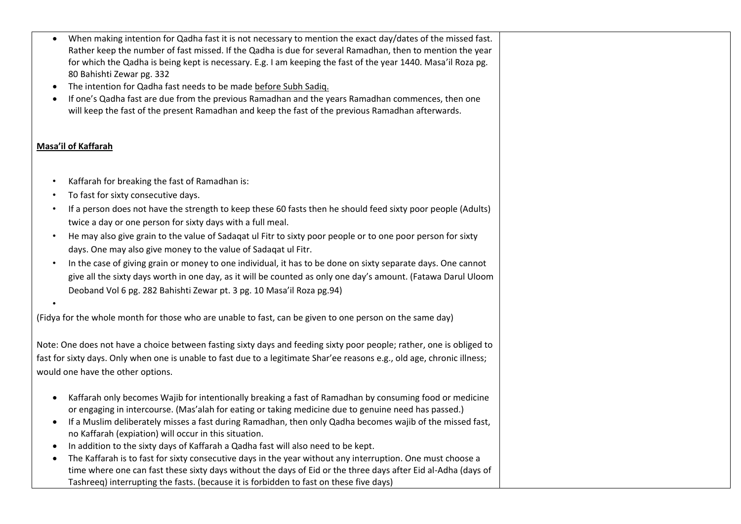- When making intention for Qadha fast it is not necessary to mention the exact day/dates of the missed fast. Rather keep the number of fast missed. If the Qadha is due for several Ramadhan, then to mention the year for which the Qadha is being kept is necessary. E.g. I am keeping the fast of the year 1440. Masa'il Roza pg. 80 Bahishti Zewar pg. 332
- The intention for Qadha fast needs to be made <u>before Subh Sadiq.</u>
- If one's Qadha fast are due from the previous Ramadhan and the years Ramadhan commences, then one will keep the fast of the present Ramadhan and keep the fast of the previous Ramadhan afterwards.

**<u>Masa'il of Kaffarah</u>**

- Kaffarah for breaking the fast of Ramadhan is:
- To fast for sixty consecutive days.
- If a person does not have the strength to keep these 60 fasts then he should feed sixty poor people (Adults) twice a day or one person for sixty days with a full meal.
- He may also give grain to the value of Sadaqat ul Fitr to sixty poor people or to one poor person for sixty days. One may also give money to the value of Sadaqat ul Fitr.
- In the case of giving grain or money to one individual, it has to be done on sixty separate days. One cannot give all the sixty days worth in one day, as it will be counted as only one day's amount. (Fatawa Darul Uloom Deoband Vol 6 pg. 282 Bahishti Zewar pt. 3 pg. 10 Masa'il Roza pg.94)

(Fidya for the whole month for those who are unable to fast, can be given to one person on the same day)

Note: One does not have a choice between fasting sixty days and feeding sixty poor people; rather, one is obliged to fast for sixty days. Only when one is unable to fast due to a legitimate Shar'ee reasons e.g., old age, chronic illness; would one have the other options.

- Kaffarah only becomes Wajib for intentionally breaking a fast of Ramadhan by consuming food or medicine or engaging in intercourse. (Mas'alah for eating or taking medicine due to genuine need has passed.)
- If a Muslim deliberately misses a fast during Ramadhan, then only Qadha becomes wajib of the missed fast, no Kaffarah (expiation) will occur in this situation.
- In addition to the sixty days of Kaffarah a Qadha fast will also need to be kept.
- The Kaffarah is to fast for sixty consecutive days in the year without any interruption. One must choose a time where one can fast these sixty days without the days of Eid or the three days after Eid al-Adha (days of Tashreeq) interrupting the fasts. (because it is forbidden to fast on these five days)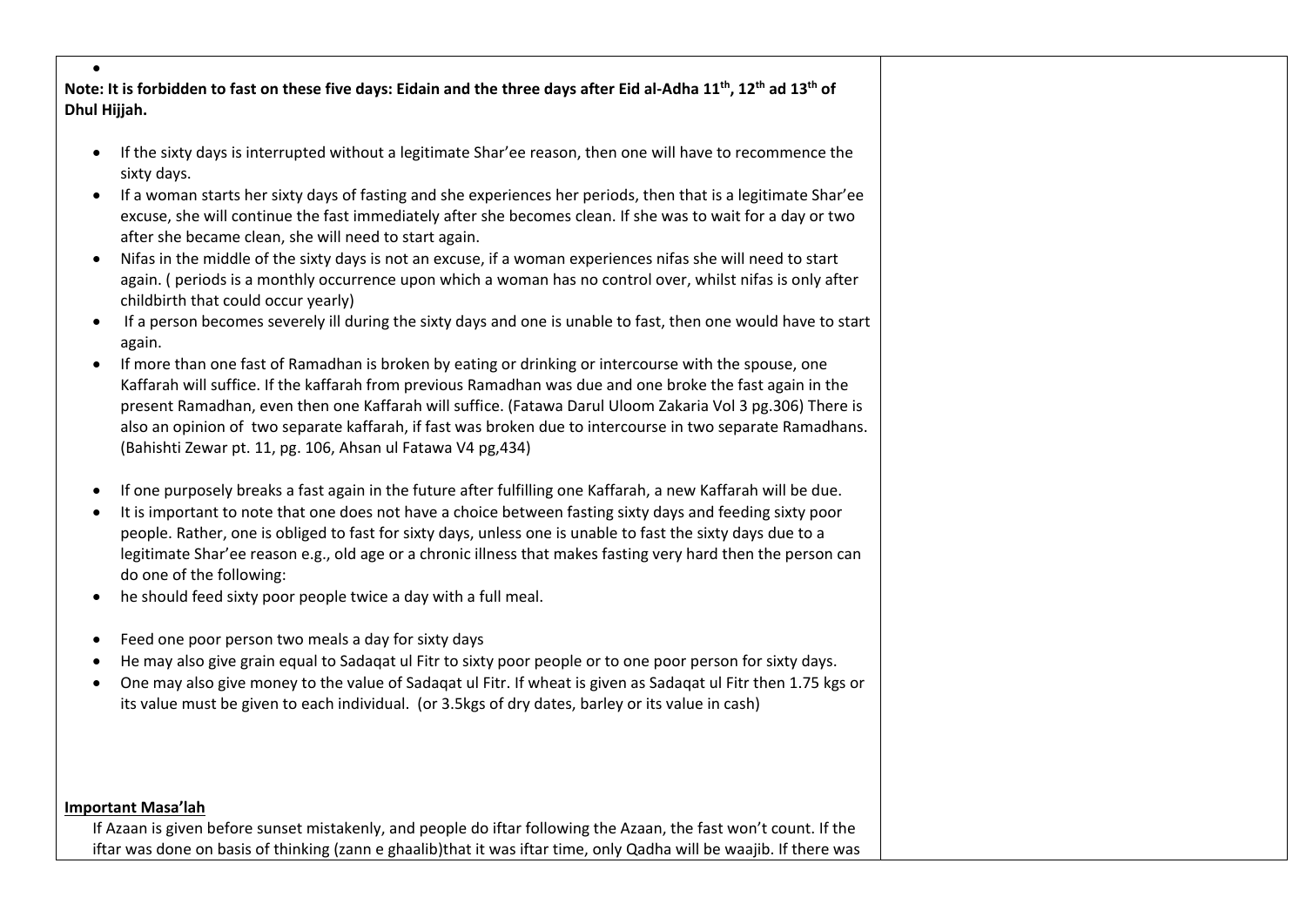**Note: It is forbidden to fast on these five days: Eidain and the three days after Eid al-Adha 11th, 12th ad 13th of Dhul Hijjah.**

- If the sixty days is interrupted without a legitimate Shar'ee reason, then one will have to recommence the sixty days.
- If a woman starts her sixty days of fasting and she experiences her periods, then that is a legitimate Shar'ee excuse, she will continue the fast immediately after she becomes clean. If she was to wait for a day or two after she became clean, she will need to start again.
- Nifas in the middle of the sixty days is not an excuse, if a woman experiences nifas she will need to start again. ( periods is a monthly occurrence upon which a woman has no control over, whilst nifas is only after childbirth that could occur yearly)
- If a person becomes severely ill during the sixty days and one is unable to fast, then one would have to start again.
- If more than one fast of Ramadhan is broken by eating or drinking or intercourse with the spouse, one Kaffarah will suffice. If the kaffarah from previous Ramadhan was due and one broke the fast again in the present Ramadhan, even then one Kaffarah will suffice. (Fatawa Darul Uloom Zakaria Vol 3 pg.306) There is also an opinion of two separate kaffarah, if fast was broken due to intercourse in two separate Ramadhans. (Bahishti Zewar pt. 11, pg. 106, Ahsan ul Fatawa V4 pg,434)

- If one purposely breaks a fast again in the future after fulfilling one Kaffarah, a new Kaffarah will be due.
- It is important to note that one does not have a choice between fasting sixty days and feeding sixty poor people. Rather, one is obliged to fast for sixty days, unless one is unable to fast the sixty days due to a legitimate Shar'ee reason e.g., old age or a chronic illness that makes fasting very hard then the person can do one of the following:
- he should feed sixty poor people twice a day with a full meal.

- Feed one poor person two meals a day for sixty days
- He may also give grain equal to Sadaqat ul Fitr to sixty poor people or to one poor person for sixty days.
- One may also give money to the value of Sadaqat ul Fitr. If wheat is given as Sadaqat ul Fitr then 1.75 kgs or its value must be given to each individual. (or 3.5kgs of dry dates, barley or its value in cash)

**Important Masa'lah**

If Azaan is given before sunset mistakenly, and people do iftar following the Azaan, the fast won't count. If the iftar was done on basis of thinking (zann e ghaalib)that it was iftar time, only Qadha will be waajib. If there was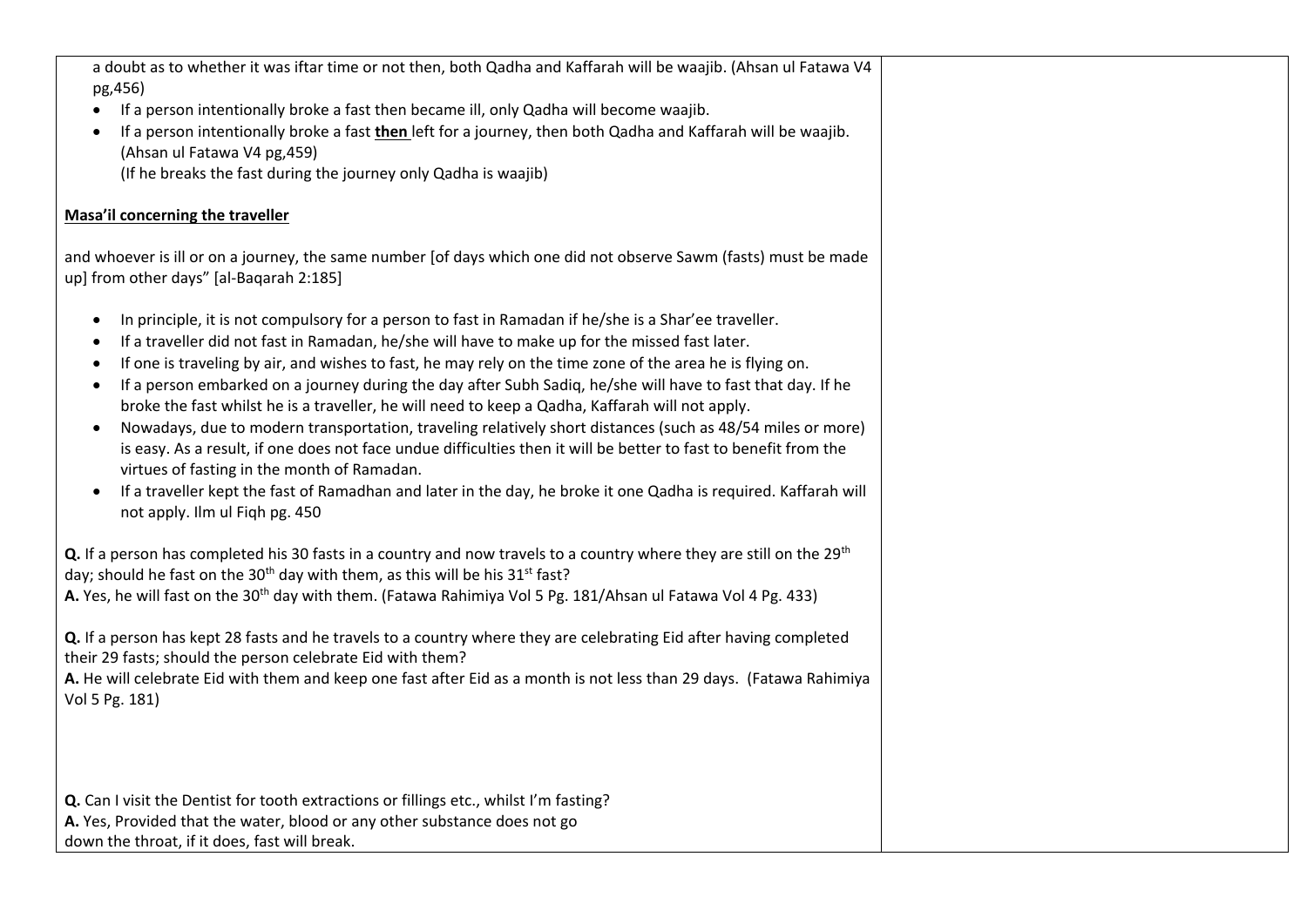a doubt as to whether it was iftar time or not then, both Qadha and Kaffarah will be waajib. (Ahsan ul Fatawa V4 pg,456)

- If a person intentionally broke a fast then became ill, only Qadha will become waajib.
- If a person intentionally broke a fast **then** left for a journey, then both Qadha and Kaffarah will be waajib. (Ahsan ul Fatawa V4 pg,459)
  (If he breaks the fast during the journey only Qadha is waajib)

**Masa'il concerning the traveller**

and whoever is ill or on a journey, the same number [of days which one did not observe Sawm (fasts) must be made up] from other days" [al-Baqarah 2:185]

- In principle, it is not compulsory for a person to fast in Ramadan if he/she is a Shar'ee traveller.
- If a traveller did not fast in Ramadan, he/she will have to make up for the missed fast later.
- If one is traveling by air, and wishes to fast, he may rely on the time zone of the area he is flying on.
- If a person embarked on a journey during the day after Subh Sadiq, he/she will have to fast that day. If he broke the fast whilst he is a traveller, he will need to keep a Qadha, Kaffarah will not apply.
- Nowadays, due to modern transportation, traveling relatively short distances (such as 48/54 miles or more) is easy. As a result, if one does not face undue difficulties then it will be better to fast to benefit from the virtues of fasting in the month of Ramadan.
- If a traveller kept the fast of Ramadhan and later in the day, he broke it one Qadha is required. Kaffarah will not apply. Ilm ul Fiqh pg. 450

**Q.** If a person has completed his 30 fasts in a country and now travels to a country where they are still on the 29th day; should he fast on the 30th day with them, as this will be his 31st fast?
**A.** Yes, he will fast on the 30th day with them. (Fatawa Rahimiya Vol 5 Pg. 181/Ahsan ul Fatawa Vol 4 Pg. 433)

**Q.** If a person has kept 28 fasts and he travels to a country where they are celebrating Eid after having completed their 29 fasts; should the person celebrate Eid with them?
**A.** He will celebrate Eid with them and keep one fast after Eid as a month is not less than 29 days. (Fatawa Rahimiya Vol 5 Pg. 181)

**Q.** Can I visit the Dentist for tooth extractions or fillings etc., whilst I'm fasting?
**A.** Yes, Provided that the water, blood or any other substance does not go down the throat, if it does, fast will break.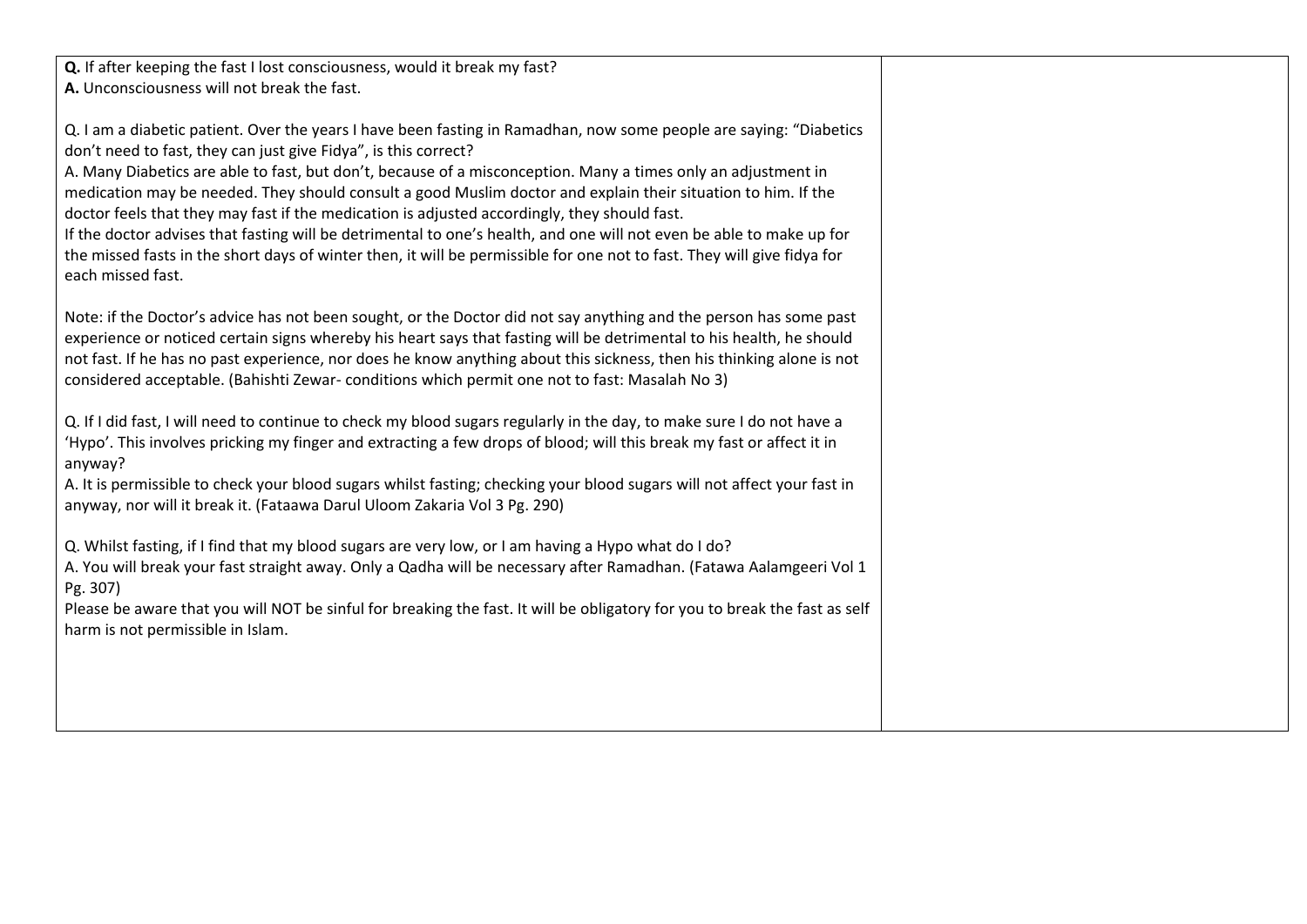**Q.** If after keeping the fast I lost consciousness, would it break my fast?
**A.** Unconsciousness will not break the fast.

Q. I am a diabetic patient. Over the years I have been fasting in Ramadhan, now some people are saying: "Diabetics don't need to fast, they can just give Fidya", is this correct?
A. Many Diabetics are able to fast, but don't, because of a misconception. Many a times only an adjustment in medication may be needed. They should consult a good Muslim doctor and explain their situation to him. If the doctor feels that they may fast if the medication is adjusted accordingly, they should fast.
If the doctor advises that fasting will be detrimental to one's health, and one will not even be able to make up for the missed fasts in the short days of winter then, it will be permissible for one not to fast. They will give fidya for each missed fast.

Note: if the Doctor's advice has not been sought, or the Doctor did not say anything and the person has some past experience or noticed certain signs whereby his heart says that fasting will be detrimental to his health, he should not fast. If he has no past experience, nor does he know anything about this sickness, then his thinking alone is not considered acceptable. (Bahishti Zewar- conditions which permit one not to fast: Masalah No 3)

Q. If I did fast, I will need to continue to check my blood sugars regularly in the day, to make sure I do not have a 'Hypo'. This involves pricking my finger and extracting a few drops of blood; will this break my fast or affect it in anyway?
A. It is permissible to check your blood sugars whilst fasting; checking your blood sugars will not affect your fast in anyway, nor will it break it. (Fataawa Darul Uloom Zakaria Vol 3 Pg. 290)

Q. Whilst fasting, if I find that my blood sugars are very low, or I am having a Hypo what do I do?
A. You will break your fast straight away. Only a Qadha will be necessary after Ramadhan. (Fatawa Aalamgeeri Vol 1 Pg. 307)
Please be aware that you will NOT be sinful for breaking the fast. It will be obligatory for you to break the fast as self harm is not permissible in Islam.